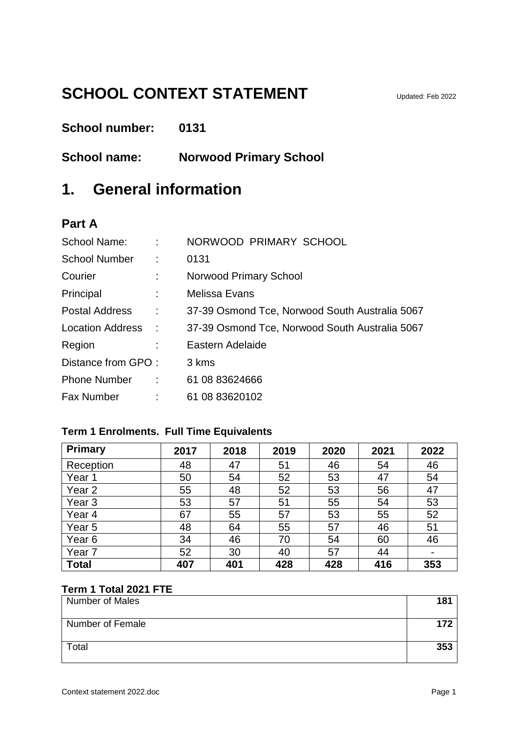# SCHOOL CONTEXT STATEMENT

Updated: Feb 2022

**School number: 0131**

**School name: Norwood Primary School**

## 1. General information

### Part A

| | | |
|---|---|---|
| School Name: | : | NORWOOD PRIMARY SCHOOL |
| School Number | : | 0131 |
| Courier | : | Norwood Primary School |
| Principal | : | Melissa Evans |
| Postal Address | : | 37-39 Osmond Tce, Norwood South Australia 5067 |
| Location Address | : | 37-39 Osmond Tce, Norwood South Australia 5067 |
| Region | : | Eastern Adelaide |
| Distance from GPO | : | 3 kms |
| Phone Number | : | 61 08 83624666 |
| Fax Number | : | 61 08 83620102 |

**Term 1 Enrolments. Full Time Equivalents**

| Primary | 2017 | 2018 | 2019 | 2020 | 2021 | 2022 |
|---|---|---|---|---|---|---|
| Reception | 48 | 47 | 51 | 46 | 54 | 46 |
| Year 1 | 50 | 54 | 52 | 53 | 47 | 54 |
| Year 2 | 55 | 48 | 52 | 53 | 56 | 47 |
| Year 3 | 53 | 57 | 51 | 55 | 54 | 53 |
| Year 4 | 67 | 55 | 57 | 53 | 55 | 52 |
| Year 5 | 48 | 64 | 55 | 57 | 46 | 51 |
| Year 6 | 34 | 46 | 70 | 54 | 60 | 46 |
| Year 7 | 52 | 30 | 40 | 57 | 44 | - |
| **Total** | **407** | **401** | **428** | **428** | **416** | **353** |

**Term 1 Total 2021 FTE**

| | |
|---|---|
| Number of Males | **181** |
| Number of Female | **172** |
| Total | **353** |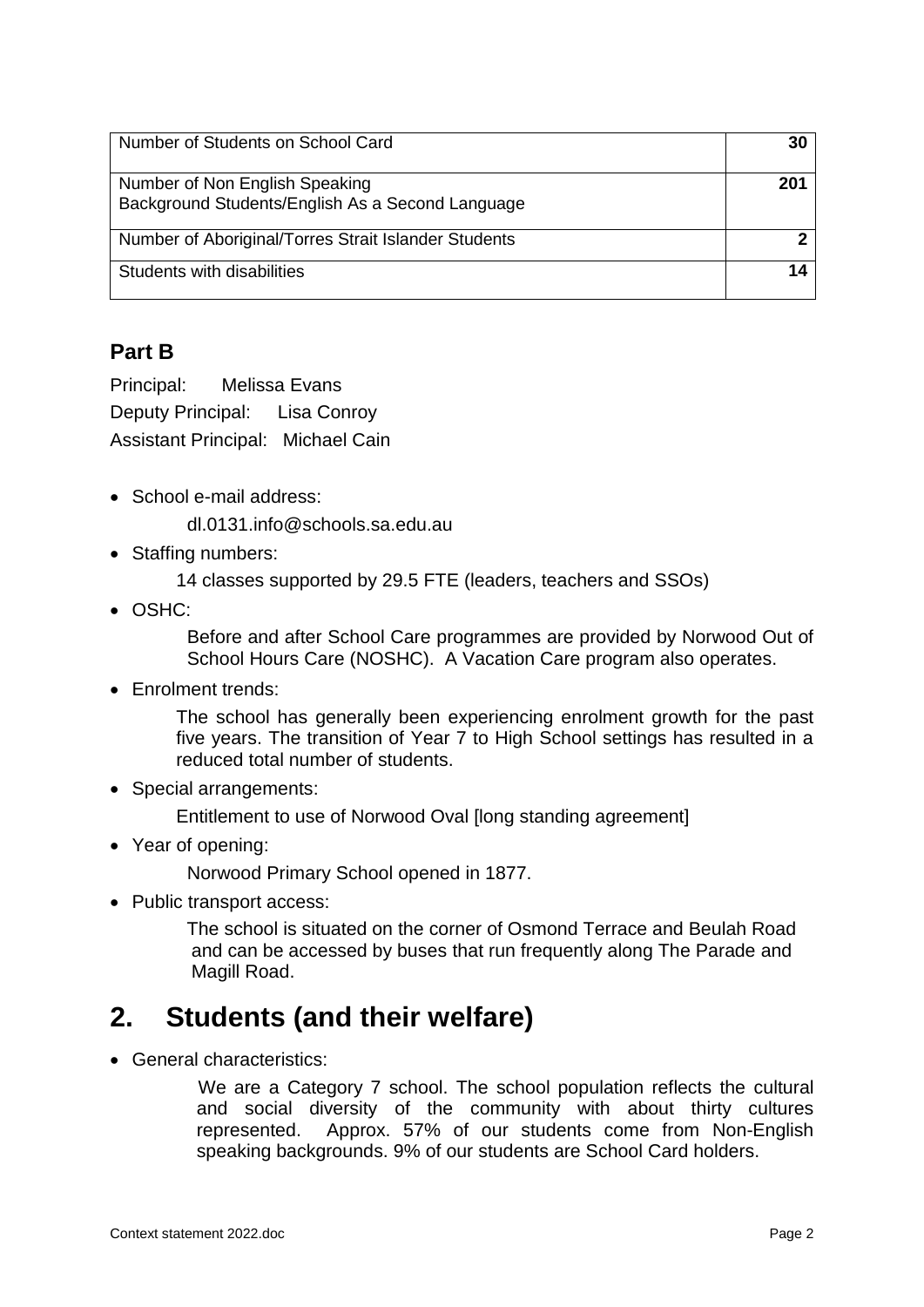| | |
|---|---|
| Number of Students on School Card | **30** |
| Number of Non English Speaking Background Students/English As a Second Language | **201** |
| Number of Aboriginal/Torres Strait Islander Students | **2** |
| Students with disabilities | **14** |

## Part B

Principal: Melissa Evans

Deputy Principal: Lisa Conroy

Assistant Principal: Michael Cain

- School e-mail address:

  dl.0131.info@schools.sa.edu.au

- Staffing numbers:

  14 classes supported by 29.5 FTE (leaders, teachers and SSOs)

- OSHC:

  Before and after School Care programmes are provided by Norwood Out of School Hours Care (NOSHC). A Vacation Care program also operates.

- Enrolment trends:

  The school has generally been experiencing enrolment growth for the past five years. The transition of Year 7 to High School settings has resulted in a reduced total number of students.

- Special arrangements:

  Entitlement to use of Norwood Oval [long standing agreement]

- Year of opening:

  Norwood Primary School opened in 1877.

- Public transport access:

  The school is situated on the corner of Osmond Terrace and Beulah Road and can be accessed by buses that run frequently along The Parade and Magill Road.

# 2. Students (and their welfare)

- General characteristics:

  We are a Category 7 school. The school population reflects the cultural and social diversity of the community with about thirty cultures represented. Approx. 57% of our students come from Non-English speaking backgrounds. 9% of our students are School Card holders.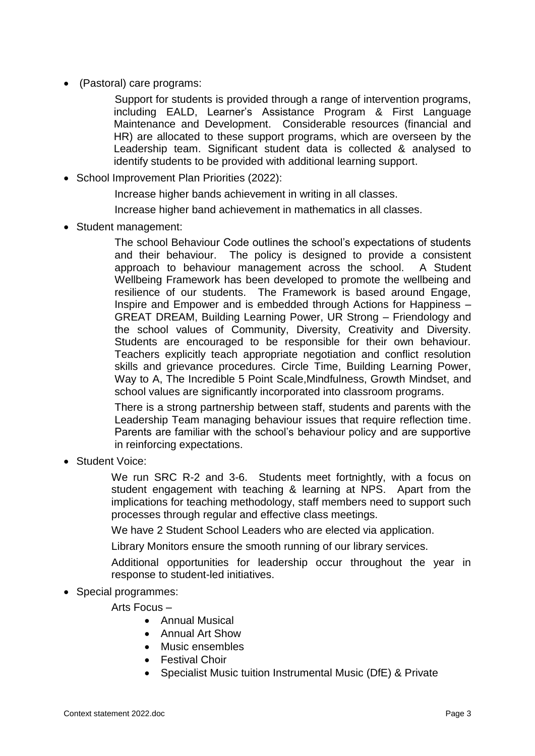- (Pastoral) care programs:

  Support for students is provided through a range of intervention programs, including EALD, Learner's Assistance Program & First Language Maintenance and Development. Considerable resources (financial and HR) are allocated to these support programs, which are overseen by the Leadership team. Significant student data is collected & analysed to identify students to be provided with additional learning support.

- School Improvement Plan Priorities (2022):

  Increase higher bands achievement in writing in all classes.

  Increase higher band achievement in mathematics in all classes.

- Student management:

  The school Behaviour Code outlines the school's expectations of students and their behaviour. The policy is designed to provide a consistent approach to behaviour management across the school. A Student Wellbeing Framework has been developed to promote the wellbeing and resilience of our students. The Framework is based around Engage, Inspire and Empower and is embedded through Actions for Happiness – GREAT DREAM, Building Learning Power, UR Strong – Friendology and the school values of Community, Diversity, Creativity and Diversity. Students are encouraged to be responsible for their own behaviour. Teachers explicitly teach appropriate negotiation and conflict resolution skills and grievance procedures. Circle Time, Building Learning Power, Way to A, The Incredible 5 Point Scale,Mindfulness, Growth Mindset, and school values are significantly incorporated into classroom programs.

  There is a strong partnership between staff, students and parents with the Leadership Team managing behaviour issues that require reflection time. Parents are familiar with the school's behaviour policy and are supportive in reinforcing expectations.

- Student Voice:

  We run SRC R-2 and 3-6. Students meet fortnightly, with a focus on student engagement with teaching & learning at NPS. Apart from the implications for teaching methodology, staff members need to support such processes through regular and effective class meetings.

  We have 2 Student School Leaders who are elected via application.

  Library Monitors ensure the smooth running of our library services.

  Additional opportunities for leadership occur throughout the year in response to student-led initiatives.

- Special programmes:

  Arts Focus –

  - Annual Musical
  - Annual Art Show
  - Music ensembles
  - Festival Choir
  - Specialist Music tuition Instrumental Music (DfE) & Private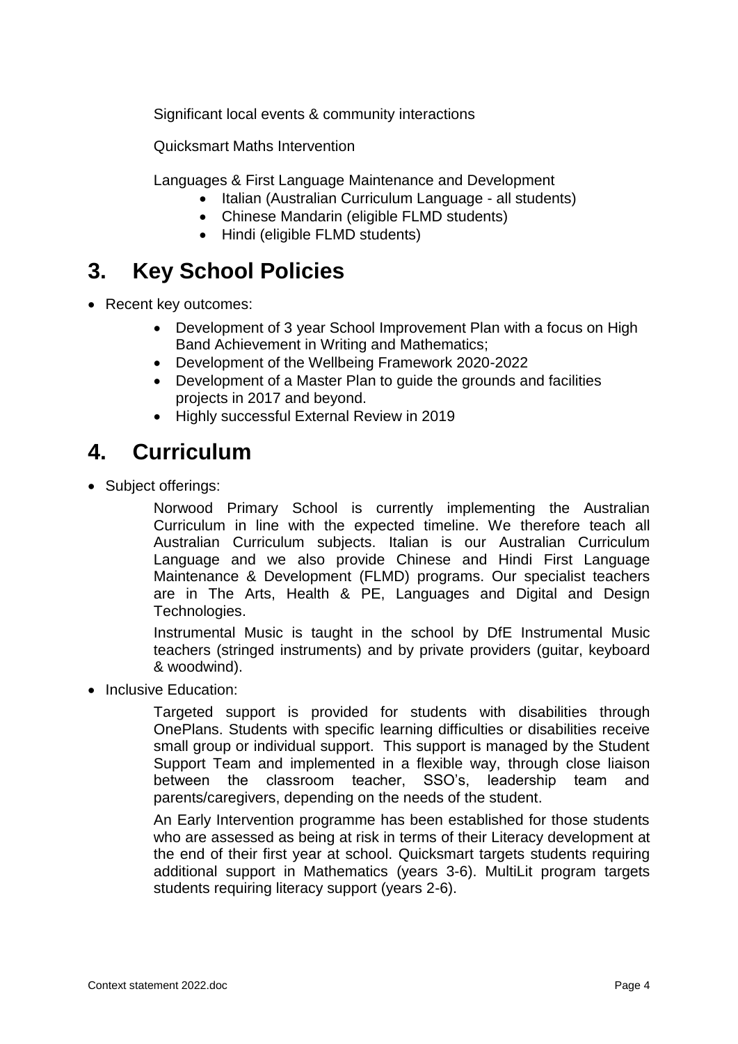Significant local events & community interactions

Quicksmart Maths Intervention

Languages & First Language Maintenance and Development

- Italian (Australian Curriculum Language - all students)
- Chinese Mandarin (eligible FLMD students)
- Hindi (eligible FLMD students)

# 3. Key School Policies

- Recent key outcomes:
    - Development of 3 year School Improvement Plan with a focus on High Band Achievement in Writing and Mathematics;
    - Development of the Wellbeing Framework 2020-2022
    - Development of a Master Plan to guide the grounds and facilities projects in 2017 and beyond.
    - Highly successful External Review in 2019

# 4. Curriculum

- Subject offerings:

    Norwood Primary School is currently implementing the Australian Curriculum in line with the expected timeline. We therefore teach all Australian Curriculum subjects. Italian is our Australian Curriculum Language and we also provide Chinese and Hindi First Language Maintenance & Development (FLMD) programs. Our specialist teachers are in The Arts, Health & PE, Languages and Digital and Design Technologies.

    Instrumental Music is taught in the school by DfE Instrumental Music teachers (stringed instruments) and by private providers (guitar, keyboard & woodwind).

- Inclusive Education:

    Targeted support is provided for students with disabilities through OnePlans. Students with specific learning difficulties or disabilities receive small group or individual support. This support is managed by the Student Support Team and implemented in a flexible way, through close liaison between the classroom teacher, SSO's, leadership team and parents/caregivers, depending on the needs of the student.

    An Early Intervention programme has been established for those students who are assessed as being at risk in terms of their Literacy development at the end of their first year at school. Quicksmart targets students requiring additional support in Mathematics (years 3-6). MultiLit program targets students requiring literacy support (years 2-6).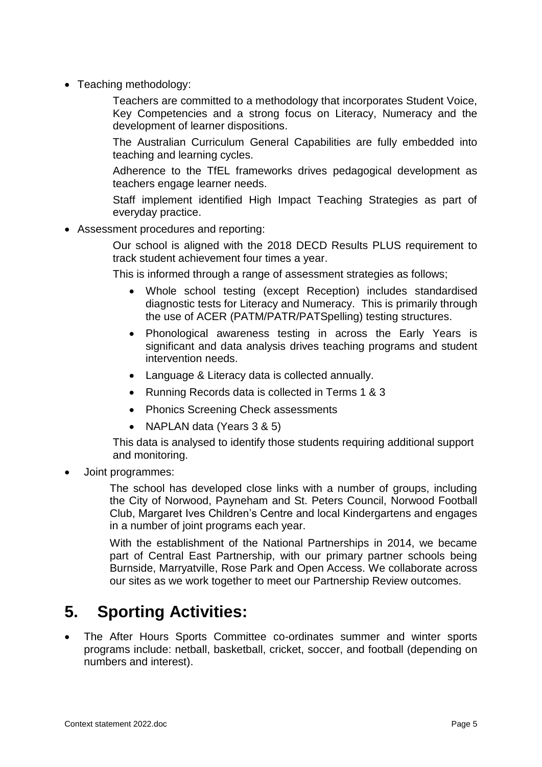- Teaching methodology:

  Teachers are committed to a methodology that incorporates Student Voice, Key Competencies and a strong focus on Literacy, Numeracy and the development of learner dispositions.

  The Australian Curriculum General Capabilities are fully embedded into teaching and learning cycles.

  Adherence to the TfEL frameworks drives pedagogical development as teachers engage learner needs.

  Staff implement identified High Impact Teaching Strategies as part of everyday practice.

- Assessment procedures and reporting:

  Our school is aligned with the 2018 DECD Results PLUS requirement to track student achievement four times a year.

  This is informed through a range of assessment strategies as follows;

  - Whole school testing (except Reception) includes standardised diagnostic tests for Literacy and Numeracy. This is primarily through the use of ACER (PATM/PATR/PATSpelling) testing structures.
  - Phonological awareness testing in across the Early Years is significant and data analysis drives teaching programs and student intervention needs.
  - Language & Literacy data is collected annually.
  - Running Records data is collected in Terms 1 & 3
  - Phonics Screening Check assessments
  - NAPLAN data (Years 3 & 5)

  This data is analysed to identify those students requiring additional support and monitoring.

- Joint programmes:

  The school has developed close links with a number of groups, including the City of Norwood, Payneham and St. Peters Council, Norwood Football Club, Margaret Ives Children's Centre and local Kindergartens and engages in a number of joint programs each year.

  With the establishment of the National Partnerships in 2014, we became part of Central East Partnership, with our primary partner schools being Burnside, Marryatville, Rose Park and Open Access. We collaborate across our sites as we work together to meet our Partnership Review outcomes.

# 5. Sporting Activities:

- The After Hours Sports Committee co-ordinates summer and winter sports programs include: netball, basketball, cricket, soccer, and football (depending on numbers and interest).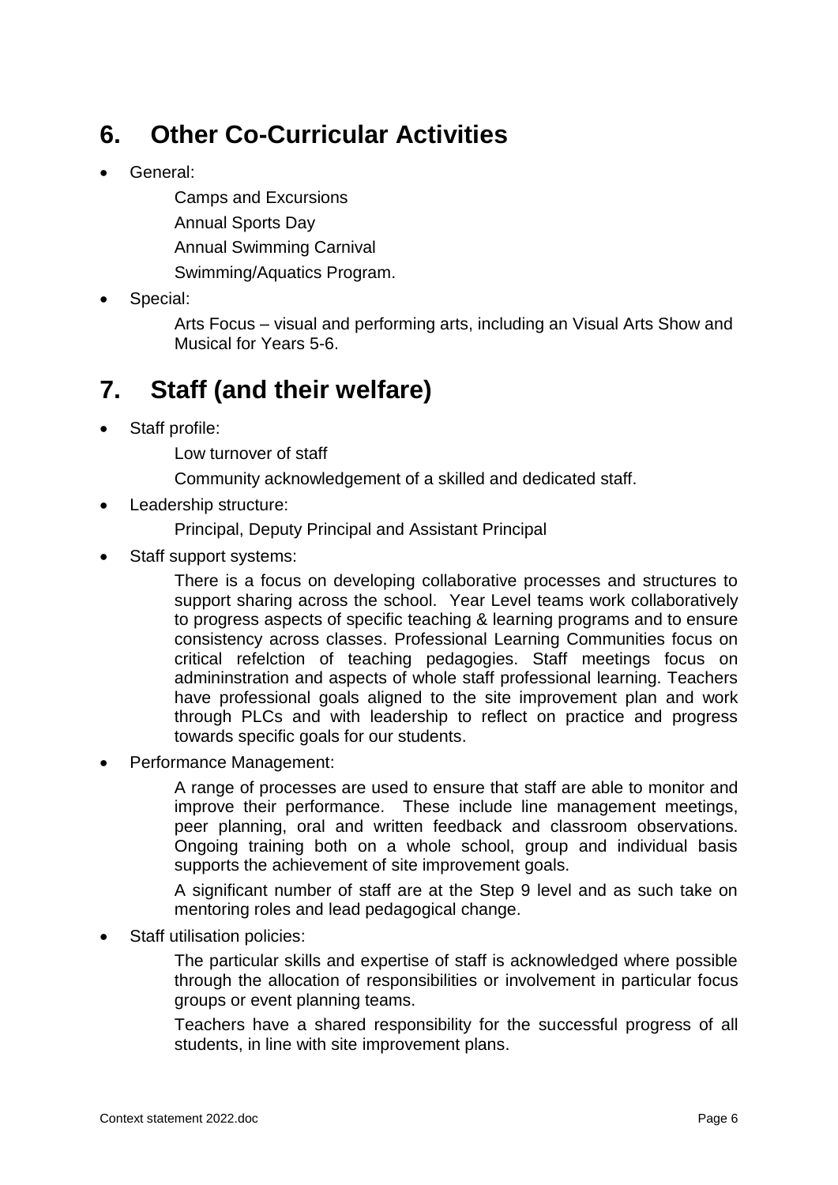## 6. Other Co-Curricular Activities

- General:

  Camps and Excursions

  Annual Sports Day

  Annual Swimming Carnival

  Swimming/Aquatics Program.

- Special:

  Arts Focus – visual and performing arts, including an Visual Arts Show and Musical for Years 5-6.

## 7. Staff (and their welfare)

- Staff profile:

  Low turnover of staff

  Community acknowledgement of a skilled and dedicated staff.

- Leadership structure:

  Principal, Deputy Principal and Assistant Principal

- Staff support systems:

  There is a focus on developing collaborative processes and structures to support sharing across the school. Year Level teams work collaboratively to progress aspects of specific teaching & learning programs and to ensure consistency across classes. Professional Learning Communities focus on critical refelction of teaching pedagogies. Staff meetings focus on admininstration and aspects of whole staff professional learning. Teachers have professional goals aligned to the site improvement plan and work through PLCs and with leadership to reflect on practice and progress towards specific goals for our students.

- Performance Management:

  A range of processes are used to ensure that staff are able to monitor and improve their performance. These include line management meetings, peer planning, oral and written feedback and classroom observations. Ongoing training both on a whole school, group and individual basis supports the achievement of site improvement goals.

  A significant number of staff are at the Step 9 level and as such take on mentoring roles and lead pedagogical change.

- Staff utilisation policies:

  The particular skills and expertise of staff is acknowledged where possible through the allocation of responsibilities or involvement in particular focus groups or event planning teams.

  Teachers have a shared responsibility for the successful progress of all students, in line with site improvement plans.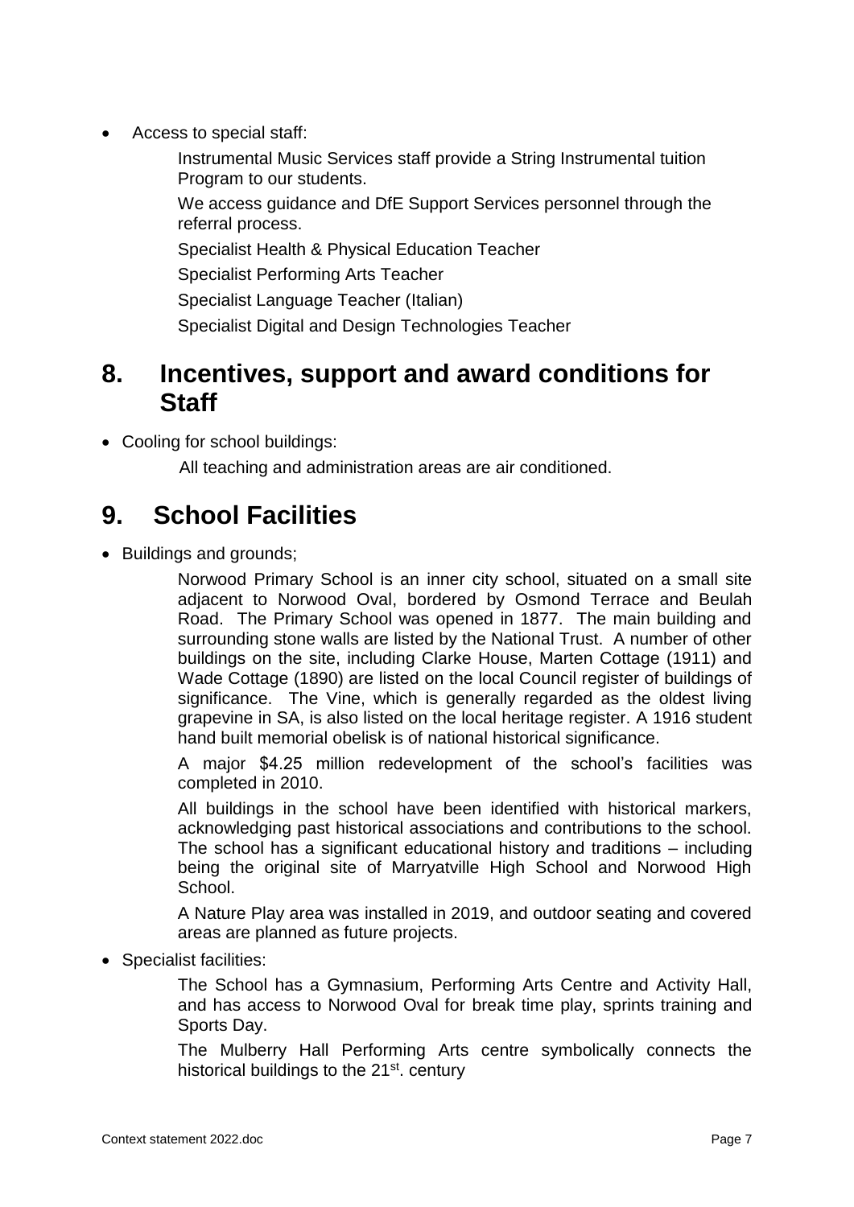- Access to special staff:

  Instrumental Music Services staff provide a String Instrumental tuition Program to our students.

  We access guidance and DfE Support Services personnel through the referral process.

  Specialist Health & Physical Education Teacher

  Specialist Performing Arts Teacher

  Specialist Language Teacher (Italian)

  Specialist Digital and Design Technologies Teacher

# 8. Incentives, support and award conditions for Staff

- Cooling for school buildings:

  All teaching and administration areas are air conditioned.

# 9. School Facilities

- Buildings and grounds;

  Norwood Primary School is an inner city school, situated on a small site adjacent to Norwood Oval, bordered by Osmond Terrace and Beulah Road. The Primary School was opened in 1877. The main building and surrounding stone walls are listed by the National Trust. A number of other buildings on the site, including Clarke House, Marten Cottage (1911) and Wade Cottage (1890) are listed on the local Council register of buildings of significance. The Vine, which is generally regarded as the oldest living grapevine in SA, is also listed on the local heritage register. A 1916 student hand built memorial obelisk is of national historical significance.

  A major $4.25 million redevelopment of the school's facilities was completed in 2010.

  All buildings in the school have been identified with historical markers, acknowledging past historical associations and contributions to the school. The school has a significant educational history and traditions – including being the original site of Marryatville High School and Norwood High School.

  A Nature Play area was installed in 2019, and outdoor seating and covered areas are planned as future projects.

- Specialist facilities:

  The School has a Gymnasium, Performing Arts Centre and Activity Hall, and has access to Norwood Oval for break time play, sprints training and Sports Day.

  The Mulberry Hall Performing Arts centre symbolically connects the historical buildings to the 21st. century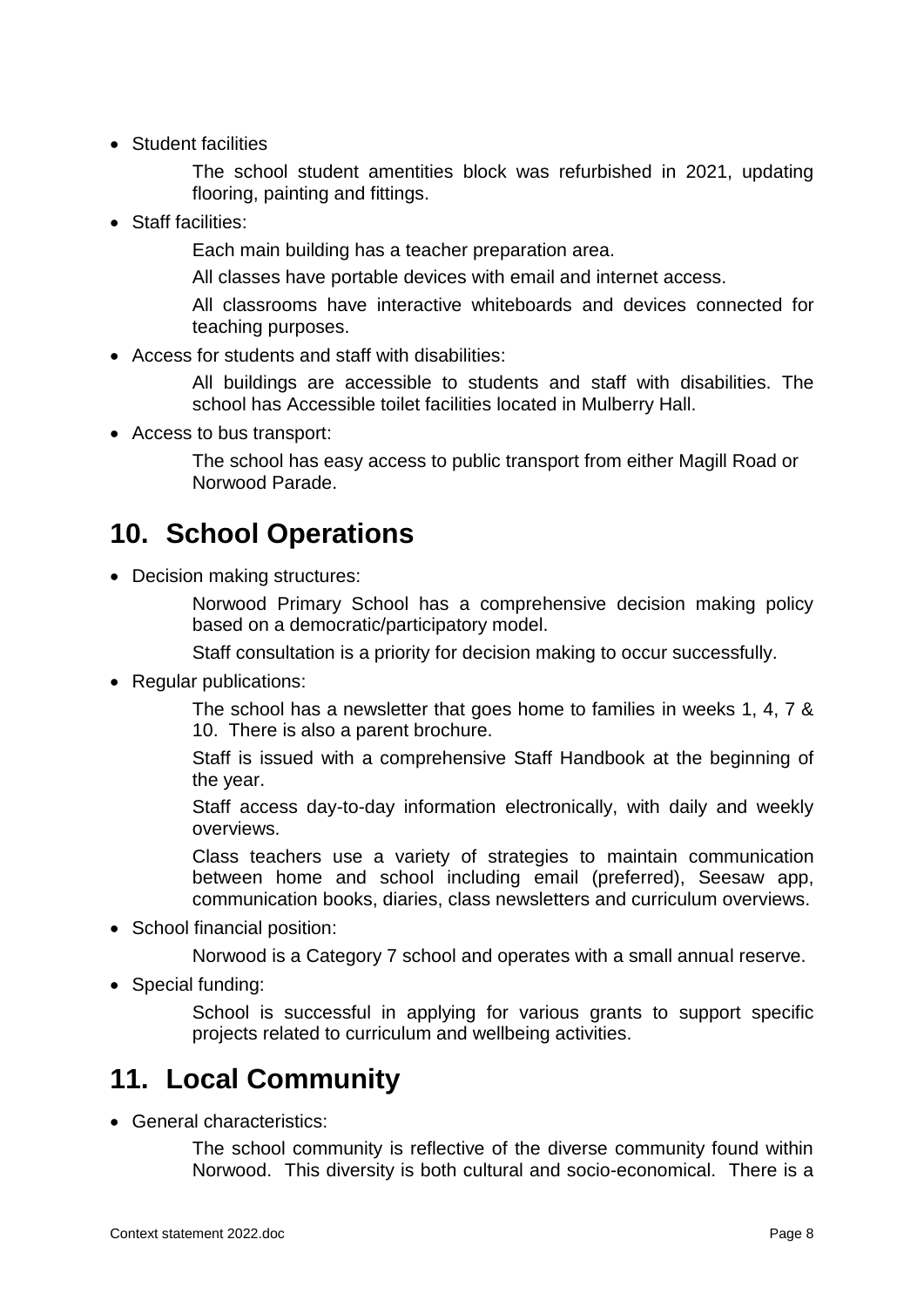- Student facilities

  The school student amentities block was refurbished in 2021, updating flooring, painting and fittings.

- Staff facilities:

  Each main building has a teacher preparation area.

  All classes have portable devices with email and internet access.

  All classrooms have interactive whiteboards and devices connected for teaching purposes.

- Access for students and staff with disabilities:

  All buildings are accessible to students and staff with disabilities. The school has Accessible toilet facilities located in Mulberry Hall.

- Access to bus transport:

  The school has easy access to public transport from either Magill Road or Norwood Parade.

# 10. School Operations

- Decision making structures:

  Norwood Primary School has a comprehensive decision making policy based on a democratic/participatory model.

  Staff consultation is a priority for decision making to occur successfully.

- Regular publications:

  The school has a newsletter that goes home to families in weeks 1, 4, 7 & 10. There is also a parent brochure.

  Staff is issued with a comprehensive Staff Handbook at the beginning of the year.

  Staff access day-to-day information electronically, with daily and weekly overviews.

  Class teachers use a variety of strategies to maintain communication between home and school including email (preferred), Seesaw app, communication books, diaries, class newsletters and curriculum overviews.

- School financial position:

  Norwood is a Category 7 school and operates with a small annual reserve.

- Special funding:

  School is successful in applying for various grants to support specific projects related to curriculum and wellbeing activities.

# 11. Local Community

- General characteristics:

  The school community is reflective of the diverse community found within Norwood. This diversity is both cultural and socio-economical. There is a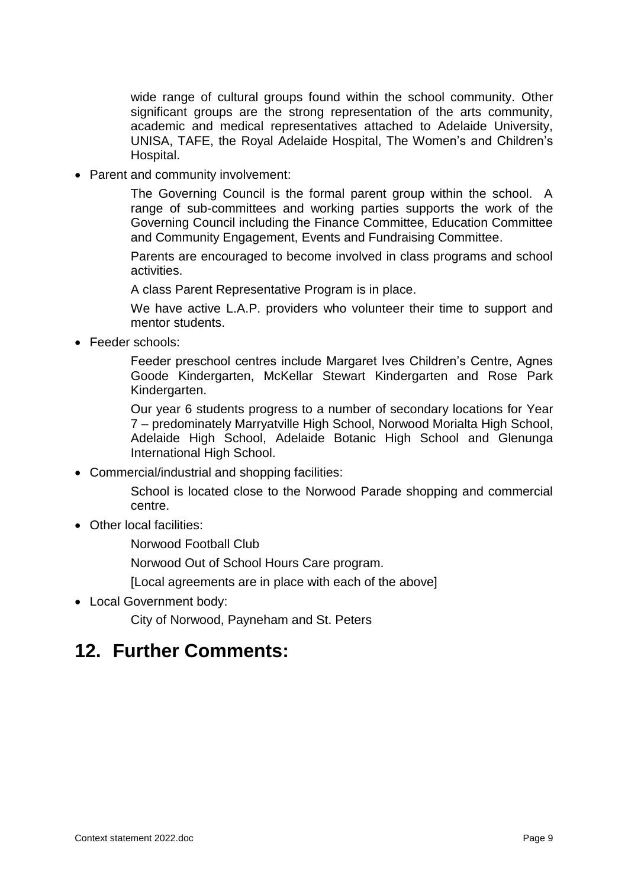wide range of cultural groups found within the school community. Other significant groups are the strong representation of the arts community, academic and medical representatives attached to Adelaide University, UNISA, TAFE, the Royal Adelaide Hospital, The Women's and Children's Hospital.

- Parent and community involvement:

  The Governing Council is the formal parent group within the school. A range of sub-committees and working parties supports the work of the Governing Council including the Finance Committee, Education Committee and Community Engagement, Events and Fundraising Committee.

  Parents are encouraged to become involved in class programs and school activities.

  A class Parent Representative Program is in place.

  We have active L.A.P. providers who volunteer their time to support and mentor students.

- Feeder schools:

  Feeder preschool centres include Margaret Ives Children's Centre, Agnes Goode Kindergarten, McKellar Stewart Kindergarten and Rose Park Kindergarten.

  Our year 6 students progress to a number of secondary locations for Year 7 – predominately Marryatville High School, Norwood Morialta High School, Adelaide High School, Adelaide Botanic High School and Glenunga International High School.

- Commercial/industrial and shopping facilities:

  School is located close to the Norwood Parade shopping and commercial centre.

- Other local facilities:

  Norwood Football Club

  Norwood Out of School Hours Care program.

  [Local agreements are in place with each of the above]

- Local Government body:

  City of Norwood, Payneham and St. Peters

# 12. Further Comments: